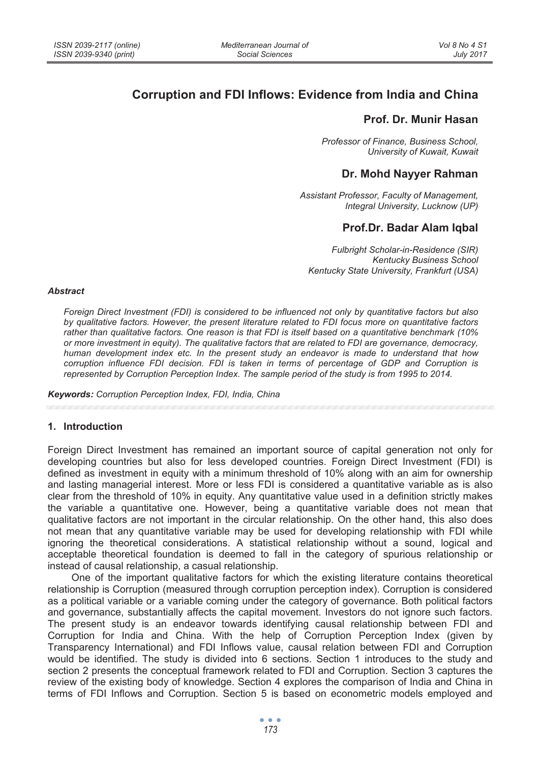# Corruption and FDI Inflows: Evidence from India and China

## Prof. Dr. Munir Hasan

*Professor of Finance, Business School,*
*University of Kuwait, Kuwait*

## Dr. Mohd Nayyer Rahman

*Assistant Professor, Faculty of Management,*
*Integral University, Lucknow (UP)*

## Prof.Dr. Badar Alam Iqbal

*Fulbright Scholar-in-Residence (SIR)*
*Kentucky Business School*
*Kentucky State University, Frankfurt (USA)*

### *Abstract*

*Foreign Direct Investment (FDI) is considered to be influenced not only by quantitative factors but also by qualitative factors. However, the present literature related to FDI focus more on quantitative factors rather than qualitative factors. One reason is that FDI is itself based on a quantitative benchmark (10% or more investment in equity). The qualitative factors that are related to FDI are governance, democracy, human development index etc. In the present study an endeavor is made to understand that how corruption influence FDI decision. FDI is taken in terms of percentage of GDP and Corruption is represented by Corruption Perception Index. The sample period of the study is from 1995 to 2014.*

***Keywords:*** *Corruption Perception Index, FDI, India, China*

## 1. Introduction

Foreign Direct Investment has remained an important source of capital generation not only for developing countries but also for less developed countries. Foreign Direct Investment (FDI) is defined as investment in equity with a minimum threshold of 10% along with an aim for ownership and lasting managerial interest. More or less FDI is considered a quantitative variable as is also clear from the threshold of 10% in equity. Any quantitative value used in a definition strictly makes the variable a quantitative one. However, being a quantitative variable does not mean that qualitative factors are not important in the circular relationship. On the other hand, this also does not mean that any quantitative variable may be used for developing relationship with FDI while ignoring the theoretical considerations. A statistical relationship without a sound, logical and acceptable theoretical foundation is deemed to fall in the category of spurious relationship or instead of causal relationship, a casual relationship.

One of the important qualitative factors for which the existing literature contains theoretical relationship is Corruption (measured through corruption perception index). Corruption is considered as a political variable or a variable coming under the category of governance. Both political factors and governance, substantially affects the capital movement. Investors do not ignore such factors. The present study is an endeavor towards identifying causal relationship between FDI and Corruption for India and China. With the help of Corruption Perception Index (given by Transparency International) and FDI Inflows value, causal relation between FDI and Corruption would be identified. The study is divided into 6 sections. Section 1 introduces to the study and section 2 presents the conceptual framework related to FDI and Corruption. Section 3 captures the review of the existing body of knowledge. Section 4 explores the comparison of India and China in terms of FDI Inflows and Corruption. Section 5 is based on econometric models employed and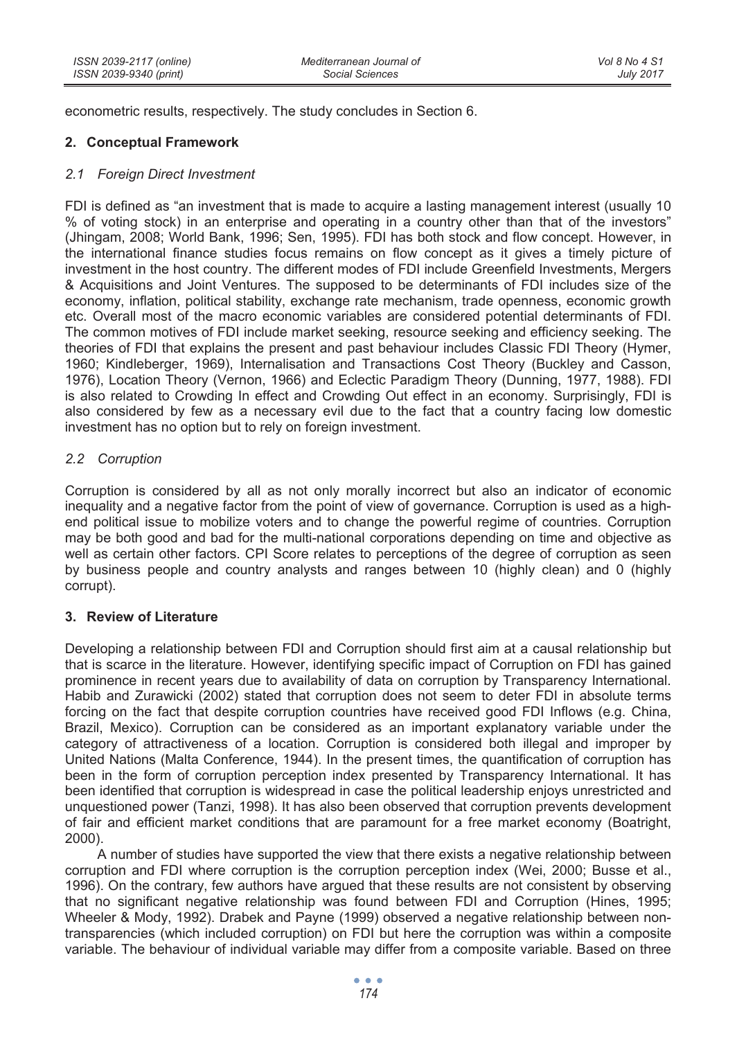econometric results, respectively. The study concludes in Section 6.

## 2. Conceptual Framework

### *2.1 Foreign Direct Investment*

FDI is defined as "an investment that is made to acquire a lasting management interest (usually 10 % of voting stock) in an enterprise and operating in a country other than that of the investors" (Jhingam, 2008; World Bank, 1996; Sen, 1995). FDI has both stock and flow concept. However, in the international finance studies focus remains on flow concept as it gives a timely picture of investment in the host country. The different modes of FDI include Greenfield Investments, Mergers & Acquisitions and Joint Ventures. The supposed to be determinants of FDI includes size of the economy, inflation, political stability, exchange rate mechanism, trade openness, economic growth etc. Overall most of the macro economic variables are considered potential determinants of FDI. The common motives of FDI include market seeking, resource seeking and efficiency seeking. The theories of FDI that explains the present and past behaviour includes Classic FDI Theory (Hymer, 1960; Kindleberger, 1969), Internalisation and Transactions Cost Theory (Buckley and Casson, 1976), Location Theory (Vernon, 1966) and Eclectic Paradigm Theory (Dunning, 1977, 1988). FDI is also related to Crowding In effect and Crowding Out effect in an economy. Surprisingly, FDI is also considered by few as a necessary evil due to the fact that a country facing low domestic investment has no option but to rely on foreign investment.

### *2.2 Corruption*

Corruption is considered by all as not only morally incorrect but also an indicator of economic inequality and a negative factor from the point of view of governance. Corruption is used as a high-end political issue to mobilize voters and to change the powerful regime of countries. Corruption may be both good and bad for the multi-national corporations depending on time and objective as well as certain other factors. CPI Score relates to perceptions of the degree of corruption as seen by business people and country analysts and ranges between 10 (highly clean) and 0 (highly corrupt).

## 3. Review of Literature

Developing a relationship between FDI and Corruption should first aim at a causal relationship but that is scarce in the literature. However, identifying specific impact of Corruption on FDI has gained prominence in recent years due to availability of data on corruption by Transparency International. Habib and Zurawicki (2002) stated that corruption does not seem to deter FDI in absolute terms forcing on the fact that despite corruption countries have received good FDI Inflows (e.g. China, Brazil, Mexico). Corruption can be considered as an important explanatory variable under the category of attractiveness of a location. Corruption is considered both illegal and improper by United Nations (Malta Conference, 1944). In the present times, the quantification of corruption has been in the form of corruption perception index presented by Transparency International. It has been identified that corruption is widespread in case the political leadership enjoys unrestricted and unquestioned power (Tanzi, 1998). It has also been observed that corruption prevents development of fair and efficient market conditions that are paramount for a free market economy (Boatright, 2000).

A number of studies have supported the view that there exists a negative relationship between corruption and FDI where corruption is the corruption perception index (Wei, 2000; Busse et al., 1996). On the contrary, few authors have argued that these results are not consistent by observing that no significant negative relationship was found between FDI and Corruption (Hines, 1995; Wheeler & Mody, 1992). Drabek and Payne (1999) observed a negative relationship between non-transparencies (which included corruption) on FDI but here the corruption was within a composite variable. The behaviour of individual variable may differ from a composite variable. Based on three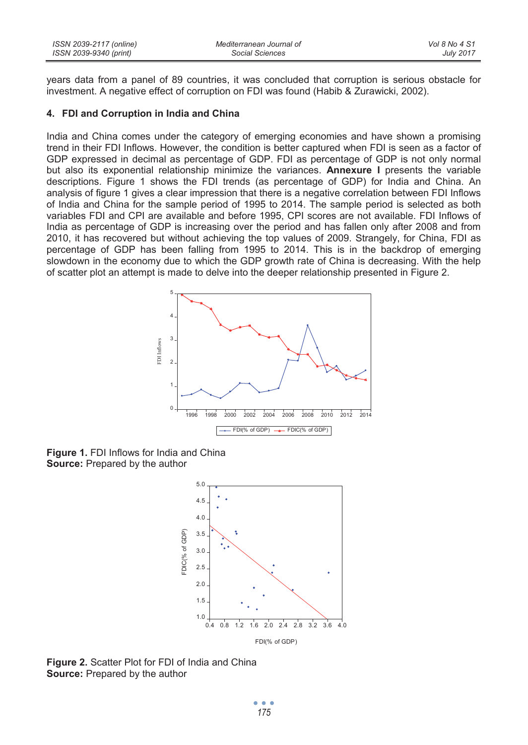years data from a panel of 89 countries, it was concluded that corruption is serious obstacle for investment. A negative effect of corruption on FDI was found (Habib & Zurawicki, 2002).

## 4. FDI and Corruption in India and China

India and China comes under the category of emerging economies and have shown a promising trend in their FDI Inflows. However, the condition is better captured when FDI is seen as a factor of GDP expressed in decimal as percentage of GDP. FDI as percentage of GDP is not only normal but also its exponential relationship minimize the variances. **Annexure I** presents the variable descriptions. Figure 1 shows the FDI trends (as percentage of GDP) for India and China. An analysis of figure 1 gives a clear impression that there is a negative correlation between FDI Inflows of India and China for the sample period of 1995 to 2014. The sample period is selected as both variables FDI and CPI are available and before 1995, CPI scores are not available. FDI Inflows of India as percentage of GDP is increasing over the period and has fallen only after 2008 and from 2010, it has recovered but without achieving the top values of 2009. Strangely, for China, FDI as percentage of GDP has been falling from 1995 to 2014. This is in the backdrop of emerging slowdown in the economy due to which the GDP growth rate of China is decreasing. With the help of scatter plot an attempt is made to delve into the deeper relationship presented in Figure 2.

**Figure 1.** FDI Inflows for India and China
**Source:** Prepared by the author

**Figure 2.** Scatter Plot for FDI of India and China
**Source:** Prepared by the author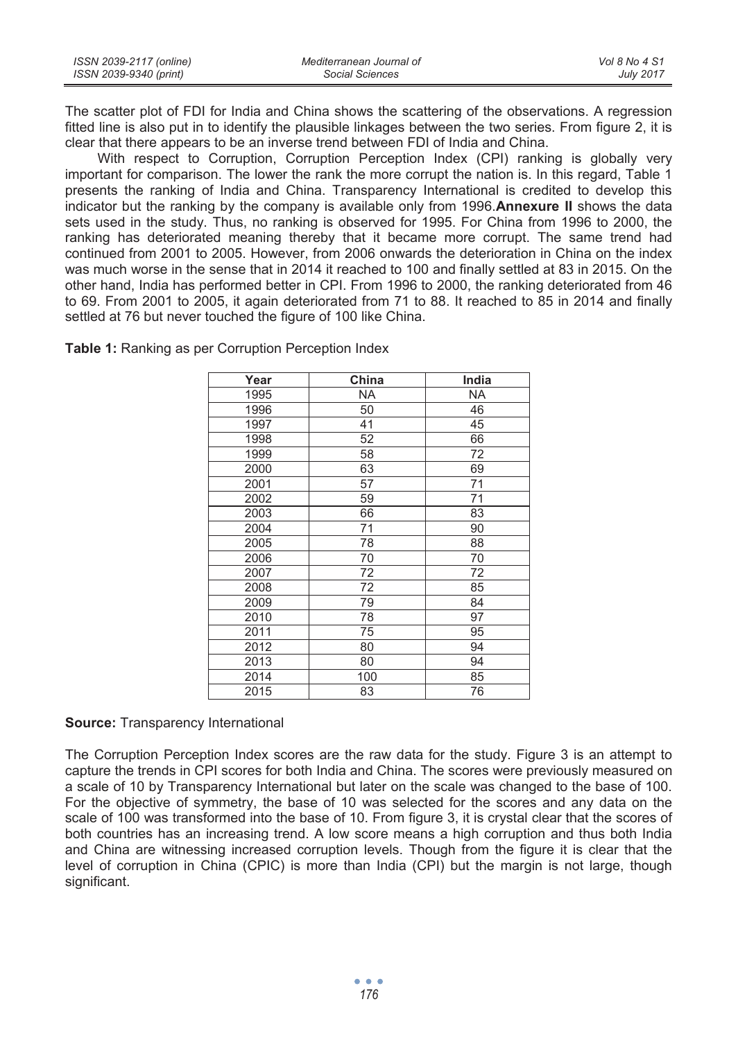The scatter plot of FDI for India and China shows the scattering of the observations. A regression fitted line is also put in to identify the plausible linkages between the two series. From figure 2, it is clear that there appears to be an inverse trend between FDI of India and China.

With respect to Corruption, Corruption Perception Index (CPI) ranking is globally very important for comparison. The lower the rank the more corrupt the nation is. In this regard, Table 1 presents the ranking of India and China. Transparency International is credited to develop this indicator but the ranking by the company is available only from 1996.**Annexure II** shows the data sets used in the study. Thus, no ranking is observed for 1995. For China from 1996 to 2000, the ranking has deteriorated meaning thereby that it became more corrupt. The same trend had continued from 2001 to 2005. However, from 2006 onwards the deterioration in China on the index was much worse in the sense that in 2014 it reached to 100 and finally settled at 83 in 2015. On the other hand, India has performed better in CPI. From 1996 to 2000, the ranking deteriorated from 46 to 69. From 2001 to 2005, it again deteriorated from 71 to 88. It reached to 85 in 2014 and finally settled at 76 but never touched the figure of 100 like China.

**Table 1:** Ranking as per Corruption Perception Index

| Year | China | India |
|---|---|---|
| 1995 | NA | NA |
| 1996 | 50 | 46 |
| 1997 | 41 | 45 |
| 1998 | 52 | 66 |
| 1999 | 58 | 72 |
| 2000 | 63 | 69 |
| 2001 | 57 | 71 |
| 2002 | 59 | 71 |
| 2003 | 66 | 83 |
| 2004 | 71 | 90 |
| 2005 | 78 | 88 |
| 2006 | 70 | 70 |
| 2007 | 72 | 72 |
| 2008 | 72 | 85 |
| 2009 | 79 | 84 |
| 2010 | 78 | 97 |
| 2011 | 75 | 95 |
| 2012 | 80 | 94 |
| 2013 | 80 | 94 |
| 2014 | 100 | 85 |
| 2015 | 83 | 76 |

**Source:** Transparency International

The Corruption Perception Index scores are the raw data for the study. Figure 3 is an attempt to capture the trends in CPI scores for both India and China. The scores were previously measured on a scale of 10 by Transparency International but later on the scale was changed to the base of 100. For the objective of symmetry, the base of 10 was selected for the scores and any data on the scale of 100 was transformed into the base of 10. From figure 3, it is crystal clear that the scores of both countries has an increasing trend. A low score means a high corruption and thus both India and China are witnessing increased corruption levels. Though from the figure it is clear that the level of corruption in China (CPIC) is more than India (CPI) but the margin is not large, though significant.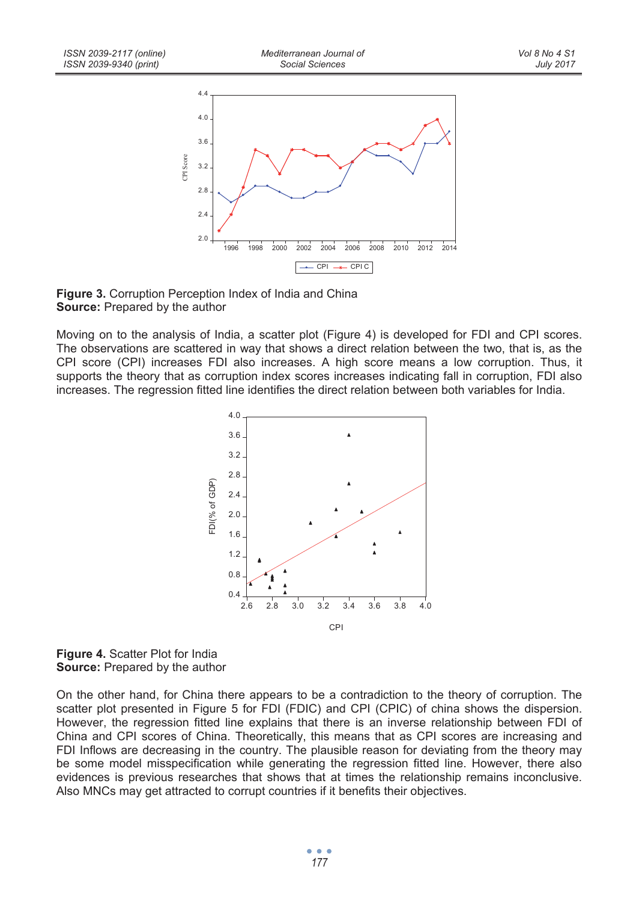**Figure 3.** Corruption Perception Index of India and China
**Source:** Prepared by the author

Moving on to the analysis of India, a scatter plot (Figure 4) is developed for FDI and CPI scores. The observations are scattered in way that shows a direct relation between the two, that is, as the CPI score (CPI) increases FDI also increases. A high score means a low corruption. Thus, it supports the theory that as corruption index scores increases indicating fall in corruption, FDI also increases. The regression fitted line identifies the direct relation between both variables for India.

**Figure 4.** Scatter Plot for India
**Source:** Prepared by the author

On the other hand, for China there appears to be a contradiction to the theory of corruption. The scatter plot presented in Figure 5 for FDI (FDIC) and CPI (CPIC) of china shows the dispersion. However, the regression fitted line explains that there is an inverse relationship between FDI of China and CPI scores of China. Theoretically, this means that as CPI scores are increasing and FDI Inflows are decreasing in the country. The plausible reason for deviating from the theory may be some model misspecification while generating the regression fitted line. However, there also evidences is previous researches that shows that at times the relationship remains inconclusive. Also MNCs may get attracted to corrupt countries if it benefits their objectives.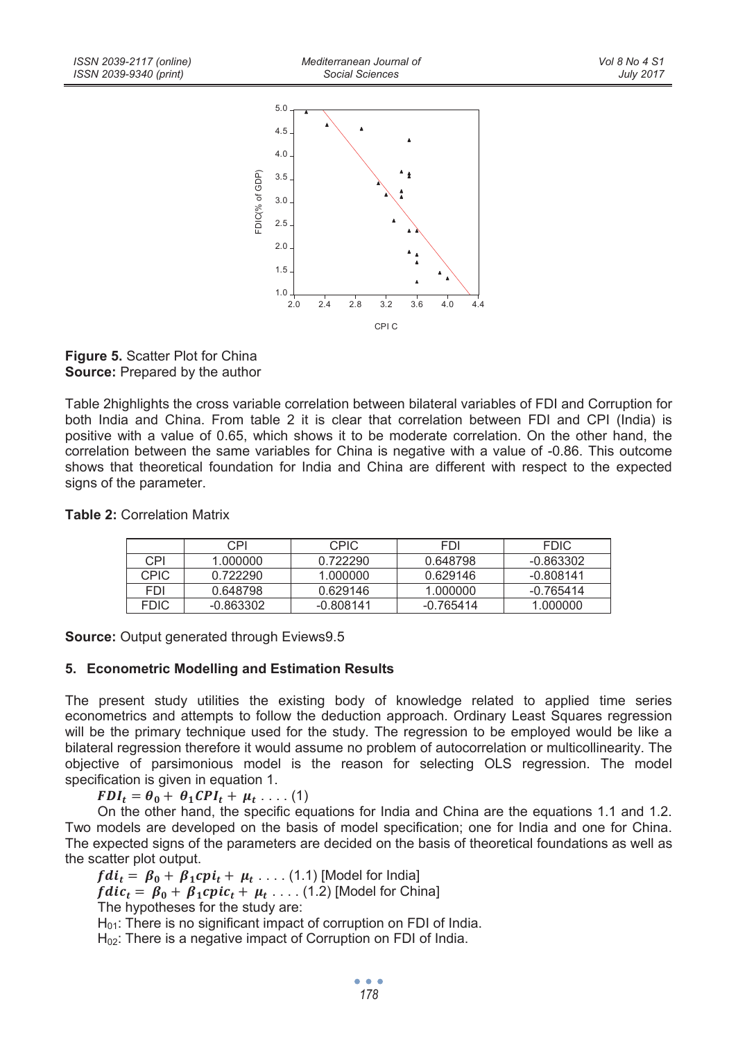**Figure 5.** Scatter Plot for China
**Source:** Prepared by the author

Table 2highlights the cross variable correlation between bilateral variables of FDI and Corruption for both India and China. From table 2 it is clear that correlation between FDI and CPI (India) is positive with a value of 0.65, which shows it to be moderate correlation. On the other hand, the correlation between the same variables for China is negative with a value of -0.86. This outcome shows that theoretical foundation for India and China are different with respect to the expected signs of the parameter.

**Table 2:** Correlation Matrix

| | CPI | CPIC | FDI | FDIC |
|---|---|---|---|---|
| CPI | 1.000000 | 0.722290 | 0.648798 | -0.863302 |
| CPIC | 0.722290 | 1.000000 | 0.629146 | -0.808141 |
| FDI | 0.648798 | 0.629146 | 1.000000 | -0.765414 |
| FDIC | -0.863302 | -0.808141 | -0.765414 | 1.000000 |

**Source:** Output generated through Eviews9.5

## 5. Econometric Modelling and Estimation Results

The present study utilities the existing body of knowledge related to applied time series econometrics and attempts to follow the deduction approach. Ordinary Least Squares regression will be the primary technique used for the study. The regression to be employed would be like a bilateral regression therefore it would assume no problem of autocorrelation or multicollinearity. The objective of parsimonious model is the reason for selecting OLS regression. The model specification is given in equation 1.

$$\boldsymbol{FDI_t = \theta_0 + \theta_1 CPI_t + \mu_t} \;....\;(1)$$

On the other hand, the specific equations for India and China are the equations 1.1 and 1.2. Two models are developed on the basis of model specification; one for India and one for China. The expected signs of the parameters are decided on the basis of theoretical foundations as well as the scatter plot output.

$$\boldsymbol{fdi_t = \beta_0 + \beta_1 cpi_t + \mu_t} \;....\;(1.1)\ \text{[Model for India]}$$

$$\boldsymbol{fdic_t = \beta_0 + \beta_1 cpic_t + \mu_t} \;....\;(1.2)\ \text{[Model for China]}$$

The hypotheses for the study are:

$H_{01}$: There is no significant impact of corruption on FDI of India.

$H_{02}$: There is a negative impact of Corruption on FDI of India.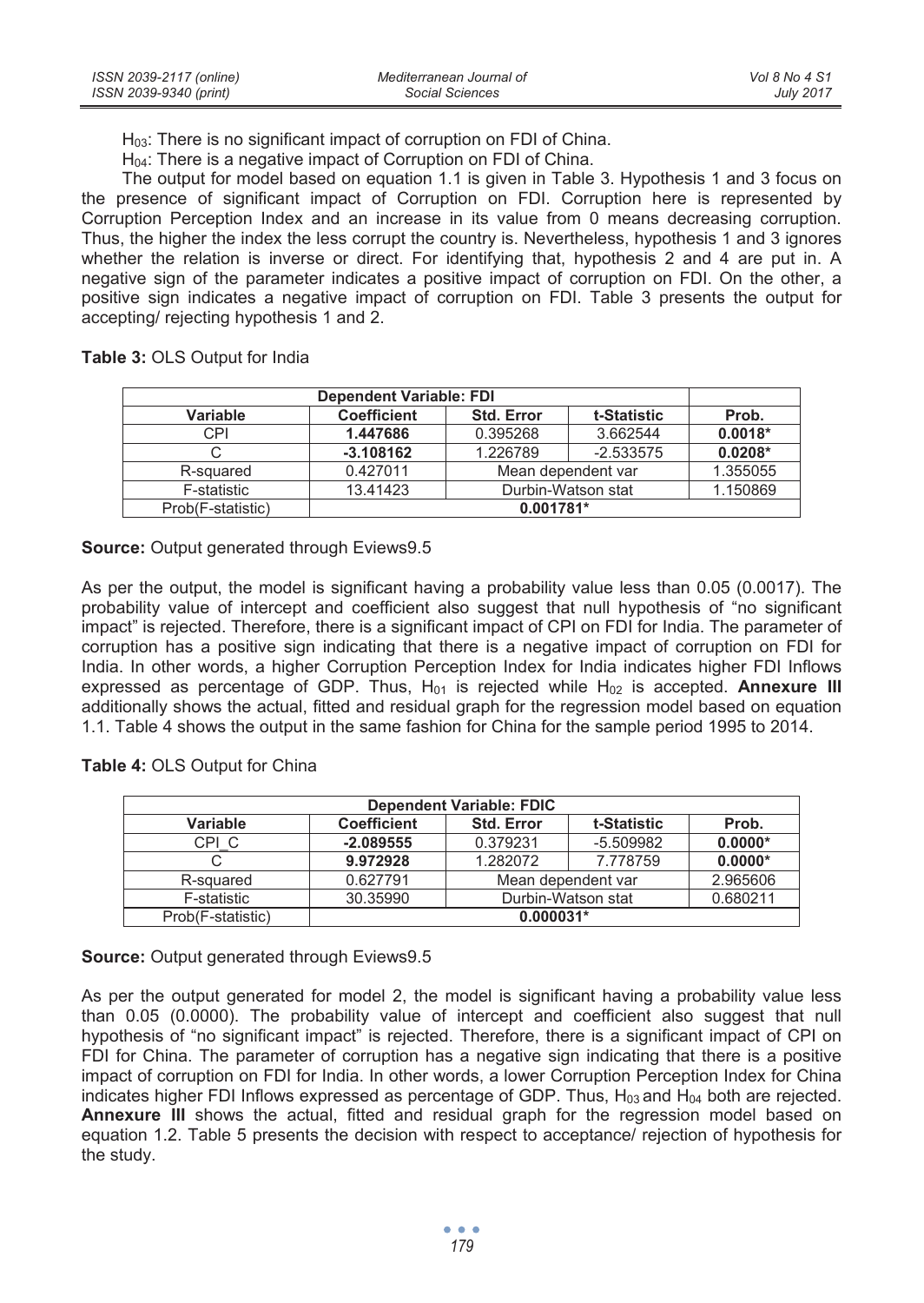$H_{03}$: There is no significant impact of corruption on FDI of China.

$H_{04}$: There is a negative impact of Corruption on FDI of China.

The output for model based on equation 1.1 is given in Table 3. Hypothesis 1 and 3 focus on the presence of significant impact of Corruption on FDI. Corruption here is represented by Corruption Perception Index and an increase in its value from 0 means decreasing corruption. Thus, the higher the index the less corrupt the country is. Nevertheless, hypothesis 1 and 3 ignores whether the relation is inverse or direct. For identifying that, hypothesis 2 and 4 are put in. A negative sign of the parameter indicates a positive impact of corruption on FDI. On the other, a positive sign indicates a negative impact of corruption on FDI. Table 3 presents the output for accepting/ rejecting hypothesis 1 and 2.

**Table 3:** OLS Output for India

| Dependent Variable: FDI | | | | |
|---|---|---|---|---|
| **Variable** | **Coefficient** | **Std. Error** | **t-Statistic** | **Prob.** |
| CPI | **1.447686** | 0.395268 | 3.662544 | **0.0018*** |
| C | **-3.108162** | 1.226789 | -2.533575 | **0.0208*** |
| R-squared | 0.427011 | Mean dependent var | | 1.355055 |
| F-statistic | 13.41423 | Durbin-Watson stat | | 1.150869 |
| Prob(F-statistic) | **0.001781*** | | | |

**Source:** Output generated through Eviews9.5

As per the output, the model is significant having a probability value less than 0.05 (0.0017). The probability value of intercept and coefficient also suggest that null hypothesis of "no significant impact" is rejected. Therefore, there is a significant impact of CPI on FDI for India. The parameter of corruption has a positive sign indicating that there is a negative impact of corruption on FDI for India. In other words, a higher Corruption Perception Index for India indicates higher FDI Inflows expressed as percentage of GDP. Thus, $H_{01}$ is rejected while $H_{02}$ is accepted. **Annexure III** additionally shows the actual, fitted and residual graph for the regression model based on equation 1.1. Table 4 shows the output in the same fashion for China for the sample period 1995 to 2014.

**Table 4:** OLS Output for China

| Dependent Variable: FDIC | | | | |
|---|---|---|---|---|
| **Variable** | **Coefficient** | **Std. Error** | **t-Statistic** | **Prob.** |
| CPI_C | **-2.089555** | 0.379231 | -5.509982 | **0.0000*** |
| C | **9.972928** | 1.282072 | 7.778759 | **0.0000*** |
| R-squared | 0.627791 | Mean dependent var | | 2.965606 |
| F-statistic | 30.35990 | Durbin-Watson stat | | 0.680211 |
| Prob(F-statistic) | **0.000031*** | | | |

**Source:** Output generated through Eviews9.5

As per the output generated for model 2, the model is significant having a probability value less than 0.05 (0.0000). The probability value of intercept and coefficient also suggest that null hypothesis of "no significant impact" is rejected. Therefore, there is a significant impact of CPI on FDI for China. The parameter of corruption has a negative sign indicating that there is a positive impact of corruption on FDI for India. In other words, a lower Corruption Perception Index for China indicates higher FDI Inflows expressed as percentage of GDP. Thus, $H_{03}$ and $H_{04}$ both are rejected. **Annexure III** shows the actual, fitted and residual graph for the regression model based on equation 1.2. Table 5 presents the decision with respect to acceptance/ rejection of hypothesis for the study.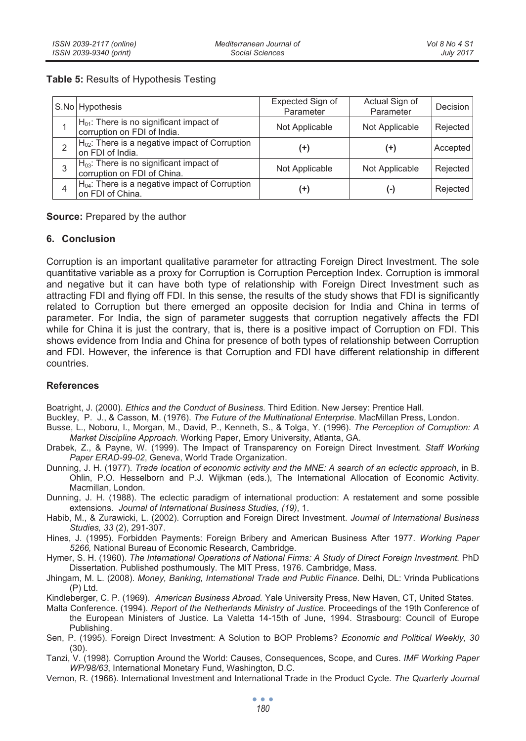**Table 5:** Results of Hypothesis Testing

| S.No | Hypothesis | Expected Sign of Parameter | Actual Sign of Parameter | Decision |
|---|---|---|---|---|
| 1 | $H_{01}$: There is no significant impact of corruption on FDI of India. | Not Applicable | Not Applicable | Rejected |
| 2 | $H_{02}$: There is a negative impact of Corruption on FDI of India. | **(+)** | **(+)** | Accepted |
| 3 | $H_{03}$: There is no significant impact of corruption on FDI of China. | Not Applicable | Not Applicable | Rejected |
| 4 | $H_{04}$: There is a negative impact of Corruption on FDI of China. | **(+)** | **(-)** | Rejected |

**Source:** Prepared by the author

## 6. Conclusion

Corruption is an important qualitative parameter for attracting Foreign Direct Investment. The sole quantitative variable as a proxy for Corruption is Corruption Perception Index. Corruption is immoral and negative but it can have both type of relationship with Foreign Direct Investment such as attracting FDI and flying off FDI. In this sense, the results of the study shows that FDI is significantly related to Corruption but there emerged an opposite decision for India and China in terms of parameter. For India, the sign of parameter suggests that corruption negatively affects the FDI while for China it is just the contrary, that is, there is a positive impact of Corruption on FDI. This shows evidence from India and China for presence of both types of relationship between Corruption and FDI. However, the inference is that Corruption and FDI have different relationship in different countries.

## References

Boatright, J. (2000). *Ethics and the Conduct of Business.* Third Edition. New Jersey: Prentice Hall.

Buckley, P. J., & Casson, M. (1976). *The Future of the Multinational Enterprise.* MacMillan Press, London.

Busse, L., Noboru, I., Morgan, M., David, P., Kenneth, S., & Tolga, Y. (1996). *The Perception of Corruption: A Market Discipline Approach.* Working Paper, Emory University, Atlanta, GA.

Drabek, Z., & Payne, W. (1999). The Impact of Transparency on Foreign Direct Investment. *Staff Working Paper ERAD-99-02*, Geneva, World Trade Organization.

Dunning, J. H. (1977). *Trade location of economic activity and the MNE: A search of an eclectic approach*, in B. Ohlin, P.O. Hesselborn and P.J. Wijkman (eds.), The International Allocation of Economic Activity. Macmillan, London.

Dunning, J. H. (1988). The eclectic paradigm of international production: A restatement and some possible extensions. *Journal of International Business Studies, (19)*, 1.

Habib, M., & Zurawicki, L. (2002). Corruption and Foreign Direct Investment. *Journal of International Business Studies, 33* (2), 291-307.

Hines, J. (1995). Forbidden Payments: Foreign Bribery and American Business After 1977. *Working Paper 5266,* National Bureau of Economic Research, Cambridge.

Hymer, S. H. (1960). *The International Operations of National Firms: A Study of Direct Foreign Investment.* PhD Dissertation. Published posthumously. The MIT Press, 1976. Cambridge, Mass.

Jhingam, M. L. (2008). *Money, Banking, International Trade and Public Finance.* Delhi, DL: Vrinda Publications (P) Ltd.

Kindleberger, C. P. (1969). *American Business Abroad.* Yale University Press, New Haven, CT, United States.

Malta Conference. (1994). *Report of the Netherlands Ministry of Justice.* Proceedings of the 19th Conference of the European Ministers of Justice. La Valetta 14-15th of June, 1994. Strasbourg: Council of Europe Publishing.

Sen, P. (1995). Foreign Direct Investment: A Solution to BOP Problems? *Economic and Political Weekly, 30* (30).

Tanzi, V. (1998). Corruption Around the World: Causes, Consequences, Scope, and Cures. *IMF Working Paper WP/98/63*, International Monetary Fund, Washington, D.C.

Vernon, R. (1966). International Investment and International Trade in the Product Cycle. *The Quarterly Journal*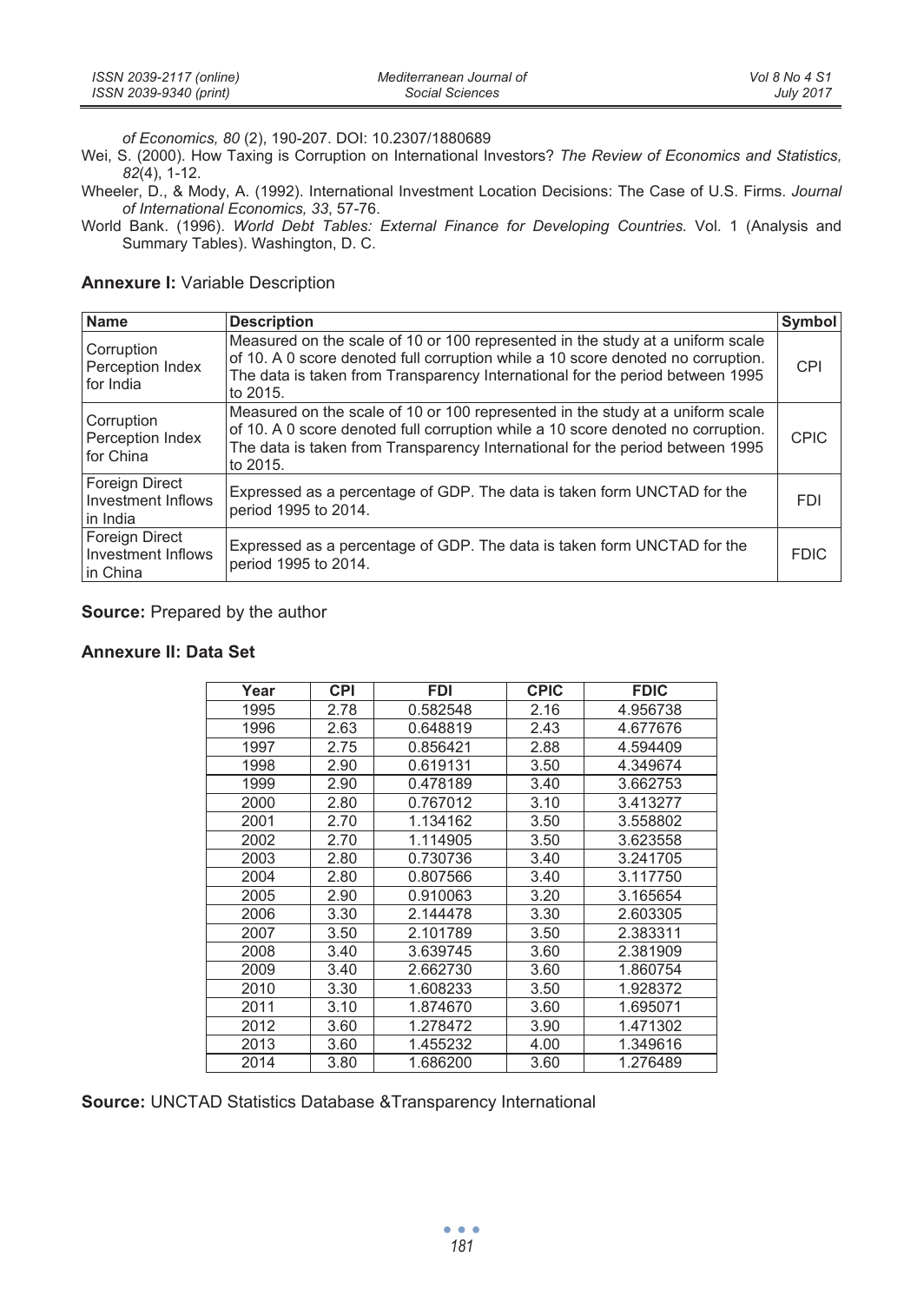*of Economics, 80* (2), 190-207. DOI: 10.2307/1880689

Wei, S. (2000). How Taxing is Corruption on International Investors? *The Review of Economics and Statistics, 82*(4), 1-12.

Wheeler, D., & Mody, A. (1992). International Investment Location Decisions: The Case of U.S. Firms. *Journal of International Economics, 33*, 57-76.

World Bank. (1996). *World Debt Tables: External Finance for Developing Countries.* Vol. 1 (Analysis and Summary Tables). Washington, D. C.

**Annexure I:** Variable Description

| Name | Description | Symbol |
|---|---|---|
| Corruption Perception Index for India | Measured on the scale of 10 or 100 represented in the study at a uniform scale of 10. A 0 score denoted full corruption while a 10 score denoted no corruption. The data is taken from Transparency International for the period between 1995 to 2015. | CPI |
| Corruption Perception Index for China | Measured on the scale of 10 or 100 represented in the study at a uniform scale of 10. A 0 score denoted full corruption while a 10 score denoted no corruption. The data is taken from Transparency International for the period between 1995 to 2015. | CPIC |
| Foreign Direct Investment Inflows in India | Expressed as a percentage of GDP. The data is taken form UNCTAD for the period 1995 to 2014. | FDI |
| Foreign Direct Investment Inflows in China | Expressed as a percentage of GDP. The data is taken form UNCTAD for the period 1995 to 2014. | FDIC |

**Source:** Prepared by the author

**Annexure II: Data Set**

| Year | CPI | FDI | CPIC | FDIC |
|---|---|---|---|---|
| 1995 | 2.78 | 0.582548 | 2.16 | 4.956738 |
| 1996 | 2.63 | 0.648819 | 2.43 | 4.677676 |
| 1997 | 2.75 | 0.856421 | 2.88 | 4.594409 |
| 1998 | 2.90 | 0.619131 | 3.50 | 4.349674 |
| 1999 | 2.90 | 0.478189 | 3.40 | 3.662753 |
| 2000 | 2.80 | 0.767012 | 3.10 | 3.413277 |
| 2001 | 2.70 | 1.134162 | 3.50 | 3.558802 |
| 2002 | 2.70 | 1.114905 | 3.50 | 3.623558 |
| 2003 | 2.80 | 0.730736 | 3.40 | 3.241705 |
| 2004 | 2.80 | 0.807566 | 3.40 | 3.117750 |
| 2005 | 2.90 | 0.910063 | 3.20 | 3.165654 |
| 2006 | 3.30 | 2.144478 | 3.30 | 2.603305 |
| 2007 | 3.50 | 2.101789 | 3.50 | 2.383311 |
| 2008 | 3.40 | 3.639745 | 3.60 | 2.381909 |
| 2009 | 3.40 | 2.662730 | 3.60 | 1.860754 |
| 2010 | 3.30 | 1.608233 | 3.50 | 1.928372 |
| 2011 | 3.10 | 1.874670 | 3.60 | 1.695071 |
| 2012 | 3.60 | 1.278472 | 3.90 | 1.471302 |
| 2013 | 3.60 | 1.455232 | 4.00 | 1.349616 |
| 2014 | 3.80 | 1.686200 | 3.60 | 1.276489 |

**Source:** UNCTAD Statistics Database &Transparency International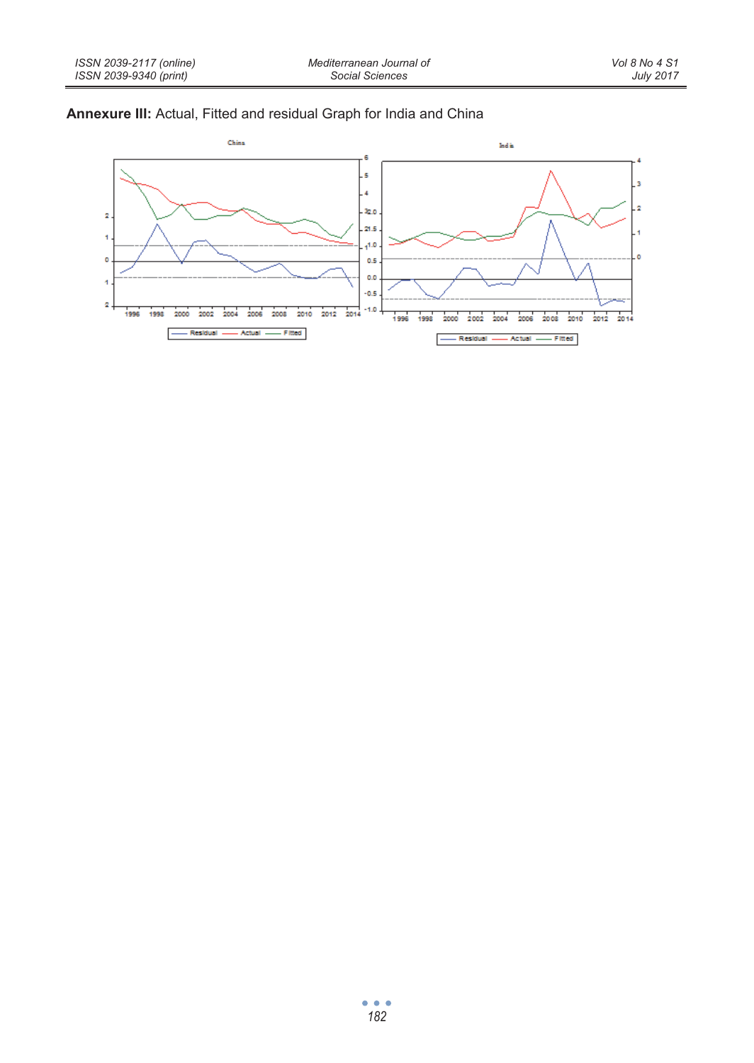**Annexure III:** Actual, Fitted and residual Graph for India and China

China

6
5
4
3
2
1
0
1
2

2.0
1.5
1.0
0.5
0.0
-0.5
-1.0

1996 1998 2000 2002 2004 2006 2008 2010 2012 2014

Residual Actual Fitted

India

4
3
2
1
0

1.0
0.5
0.0
-0.5
-1.0

1996 1998 2000 2002 2004 2006 2008 2010 2012 2014

Residual Actual Fitted